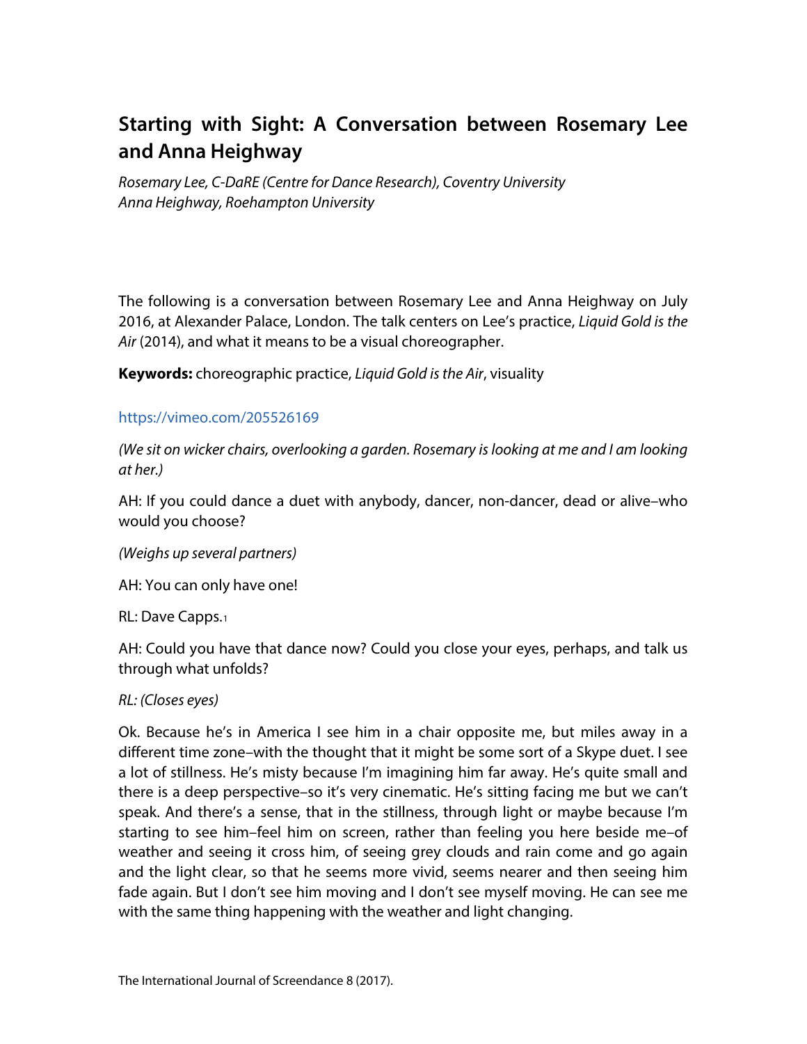# Starting with Sight: A Conversation between Rosemary Lee and Anna Heighway

*Rosemary Lee, C-DaRE (Centre for Dance Research), Coventry University*
*Anna Heighway, Roehampton University*

The following is a conversation between Rosemary Lee and Anna Heighway on July 2016, at Alexander Palace, London. The talk centers on Lee's practice, *Liquid Gold is the Air* (2014), and what it means to be a visual choreographer.

**Keywords:** choreographic practice, *Liquid Gold is the Air*, visuality

https://vimeo.com/205526169

*(We sit on wicker chairs, overlooking a garden. Rosemary is looking at me and I am looking at her.)*

AH: If you could dance a duet with anybody, dancer, non-dancer, dead or alive–who would you choose?

*(Weighs up several partners)*

AH: You can only have one!

RL: Dave Capps.[1]

AH: Could you have that dance now? Could you close your eyes, perhaps, and talk us through what unfolds?

*RL: (Closes eyes)*

Ok. Because he's in America I see him in a chair opposite me, but miles away in a different time zone–with the thought that it might be some sort of a Skype duet. I see a lot of stillness. He's misty because I'm imagining him far away. He's quite small and there is a deep perspective–so it's very cinematic. He's sitting facing me but we can't speak. And there's a sense, that in the stillness, through light or maybe because I'm starting to see him–feel him on screen, rather than feeling you here beside me–of weather and seeing it cross him, of seeing grey clouds and rain come and go again and the light clear, so that he seems more vivid, seems nearer and then seeing him fade again. But I don't see him moving and I don't see myself moving. He can see me with the same thing happening with the weather and light changing.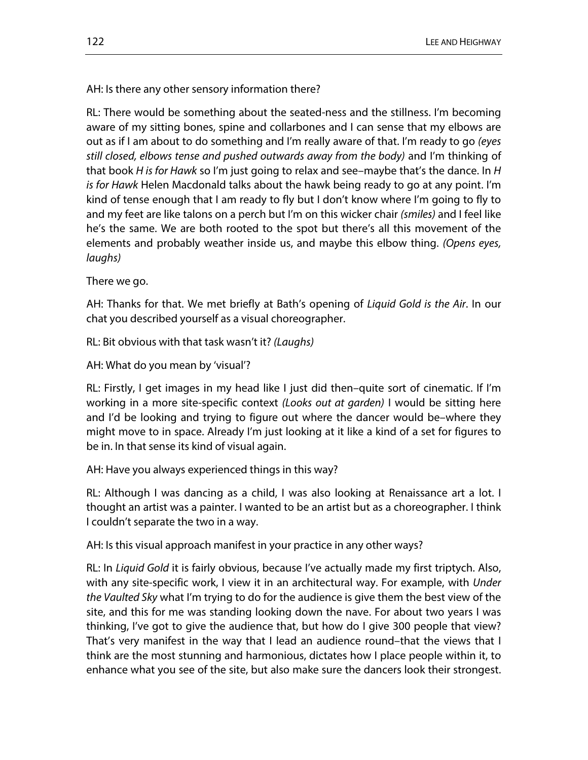AH: Is there any other sensory information there?

RL: There would be something about the seated-ness and the stillness. I'm becoming aware of my sitting bones, spine and collarbones and I can sense that my elbows are out as if I am about to do something and I'm really aware of that. I'm ready to go *(eyes still closed, elbows tense and pushed outwards away from the body)* and I'm thinking of that book *H is for Hawk* so I'm just going to relax and see–maybe that's the dance. In *H is for Hawk* Helen Macdonald talks about the hawk being ready to go at any point. I'm kind of tense enough that I am ready to fly but I don't know where I'm going to fly to and my feet are like talons on a perch but I'm on this wicker chair *(smiles)* and I feel like he's the same. We are both rooted to the spot but there's all this movement of the elements and probably weather inside us, and maybe this elbow thing. *(Opens eyes, laughs)*

There we go.

AH: Thanks for that. We met briefly at Bath's opening of *Liquid Gold is the Air*. In our chat you described yourself as a visual choreographer.

RL: Bit obvious with that task wasn't it? *(Laughs)*

AH: What do you mean by 'visual'?

RL: Firstly, I get images in my head like I just did then–quite sort of cinematic. If I'm working in a more site-specific context *(Looks out at garden)* I would be sitting here and I'd be looking and trying to figure out where the dancer would be–where they might move to in space. Already I'm just looking at it like a kind of a set for figures to be in. In that sense its kind of visual again.

AH: Have you always experienced things in this way?

RL: Although I was dancing as a child, I was also looking at Renaissance art a lot. I thought an artist was a painter. I wanted to be an artist but as a choreographer. I think I couldn't separate the two in a way.

AH: Is this visual approach manifest in your practice in any other ways?

RL: In *Liquid Gold* it is fairly obvious, because I've actually made my first triptych. Also, with any site-specific work, I view it in an architectural way. For example, with *Under the Vaulted Sky* what I'm trying to do for the audience is give them the best view of the site, and this for me was standing looking down the nave. For about two years I was thinking, I've got to give the audience that, but how do I give 300 people that view? That's very manifest in the way that I lead an audience round–that the views that I think are the most stunning and harmonious, dictates how I place people within it, to enhance what you see of the site, but also make sure the dancers look their strongest.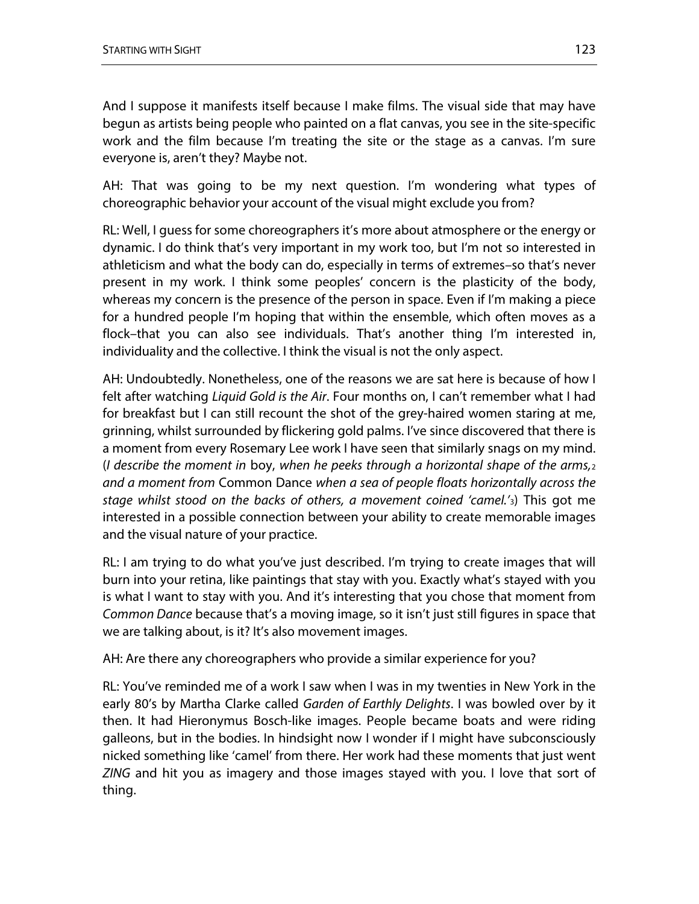And I suppose it manifests itself because I make films. The visual side that may have begun as artists being people who painted on a flat canvas, you see in the site-specific work and the film because I'm treating the site or the stage as a canvas. I'm sure everyone is, aren't they? Maybe not.

AH: That was going to be my next question. I'm wondering what types of choreographic behavior your account of the visual might exclude you from?

RL: Well, I guess for some choreographers it's more about atmosphere or the energy or dynamic. I do think that's very important in my work too, but I'm not so interested in athleticism and what the body can do, especially in terms of extremes–so that's never present in my work. I think some peoples' concern is the plasticity of the body, whereas my concern is the presence of the person in space. Even if I'm making a piece for a hundred people I'm hoping that within the ensemble, which often moves as a flock–that you can also see individuals. That's another thing I'm interested in, individuality and the collective. I think the visual is not the only aspect.

AH: Undoubtedly. Nonetheless, one of the reasons we are sat here is because of how I felt after watching *Liquid Gold is the Air*. Four months on, I can't remember what I had for breakfast but I can still recount the shot of the grey-haired women staring at me, grinning, whilst surrounded by flickering gold palms. I've since discovered that there is a moment from every Rosemary Lee work I have seen that similarly snags on my mind. (*I describe the moment in* boy, *when he peeks through a horizontal shape of the arms,*[2] *and a moment from* Common Dance *when a sea of people floats horizontally across the stage whilst stood on the backs of others, a movement coined 'camel.'*[3]) This got me interested in a possible connection between your ability to create memorable images and the visual nature of your practice.

RL: I am trying to do what you've just described. I'm trying to create images that will burn into your retina, like paintings that stay with you. Exactly what's stayed with you is what I want to stay with you. And it's interesting that you chose that moment from *Common Dance* because that's a moving image, so it isn't just still figures in space that we are talking about, is it? It's also movement images.

AH: Are there any choreographers who provide a similar experience for you?

RL: You've reminded me of a work I saw when I was in my twenties in New York in the early 80's by Martha Clarke called *Garden of Earthly Delights*. I was bowled over by it then. It had Hieronymus Bosch-like images. People became boats and were riding galleons, but in the bodies. In hindsight now I wonder if I might have subconsciously nicked something like 'camel' from there. Her work had these moments that just went *ZING* and hit you as imagery and those images stayed with you. I love that sort of thing.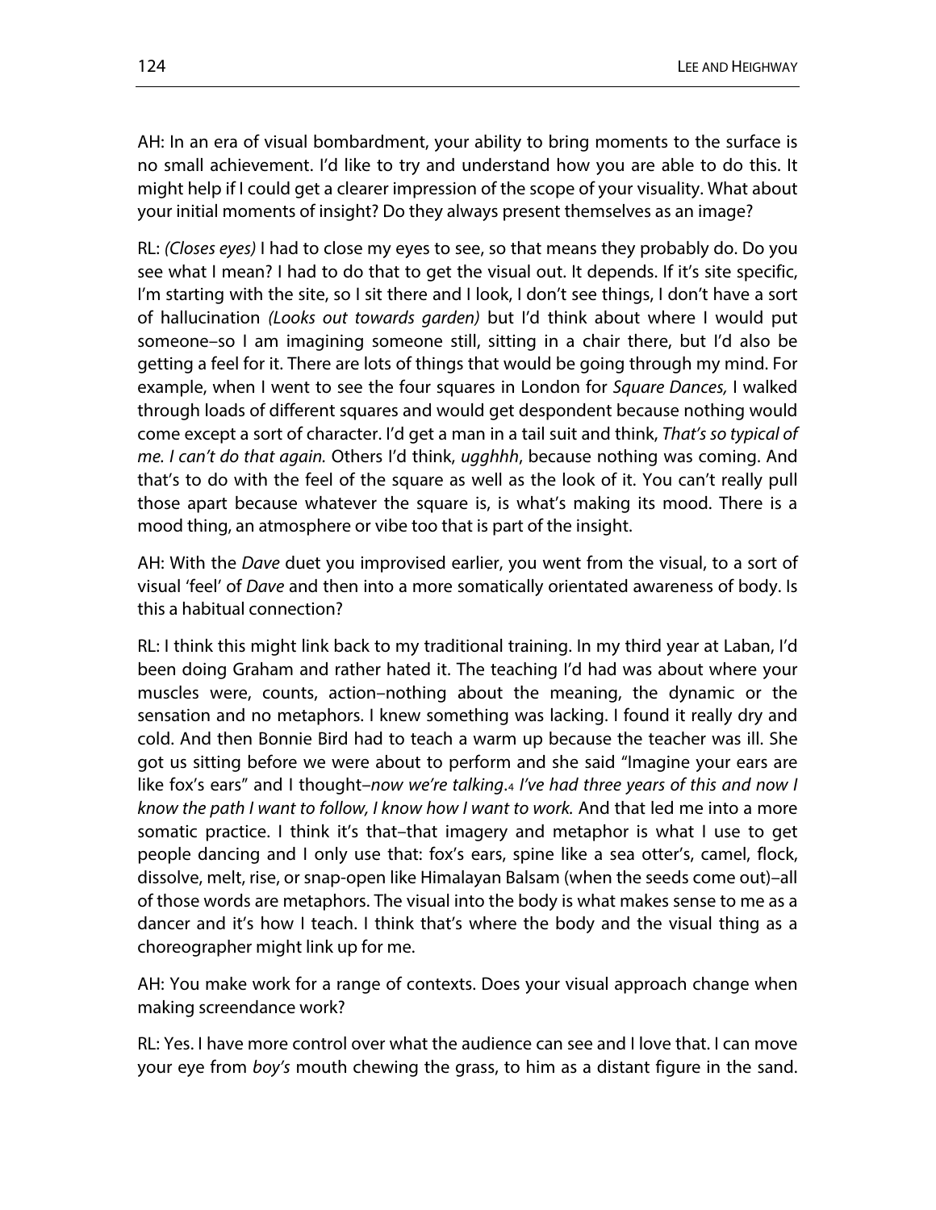AH: In an era of visual bombardment, your ability to bring moments to the surface is no small achievement. I'd like to try and understand how you are able to do this. It might help if I could get a clearer impression of the scope of your visuality. What about your initial moments of insight? Do they always present themselves as an image?

RL: *(Closes eyes)* I had to close my eyes to see, so that means they probably do. Do you see what I mean? I had to do that to get the visual out. It depends. If it's site specific, I'm starting with the site, so I sit there and I look, I don't see things, I don't have a sort of hallucination *(Looks out towards garden)* but I'd think about where I would put someone–so I am imagining someone still, sitting in a chair there, but I'd also be getting a feel for it. There are lots of things that would be going through my mind. For example, when I went to see the four squares in London for *Square Dances,* I walked through loads of different squares and would get despondent because nothing would come except a sort of character. I'd get a man in a tail suit and think, *That's so typical of me. I can't do that again.* Others I'd think, *ugghhh*, because nothing was coming. And that's to do with the feel of the square as well as the look of it. You can't really pull those apart because whatever the square is, is what's making its mood. There is a mood thing, an atmosphere or vibe too that is part of the insight.

AH: With the *Dave* duet you improvised earlier, you went from the visual, to a sort of visual 'feel' of *Dave* and then into a more somatically orientated awareness of body. Is this a habitual connection?

RL: I think this might link back to my traditional training. In my third year at Laban, I'd been doing Graham and rather hated it. The teaching I'd had was about where your muscles were, counts, action–nothing about the meaning, the dynamic or the sensation and no metaphors. I knew something was lacking. I found it really dry and cold. And then Bonnie Bird had to teach a warm up because the teacher was ill. She got us sitting before we were about to perform and she said "Imagine your ears are like fox's ears" and I thought–*now we're talking*.[4] *I've had three years of this and now I know the path I want to follow, I know how I want to work.* And that led me into a more somatic practice. I think it's that–that imagery and metaphor is what I use to get people dancing and I only use that: fox's ears, spine like a sea otter's, camel, flock, dissolve, melt, rise, or snap-open like Himalayan Balsam (when the seeds come out)–all of those words are metaphors. The visual into the body is what makes sense to me as a dancer and it's how I teach. I think that's where the body and the visual thing as a choreographer might link up for me.

AH: You make work for a range of contexts. Does your visual approach change when making screendance work?

RL: Yes. I have more control over what the audience can see and I love that. I can move your eye from *boy's* mouth chewing the grass, to him as a distant figure in the sand.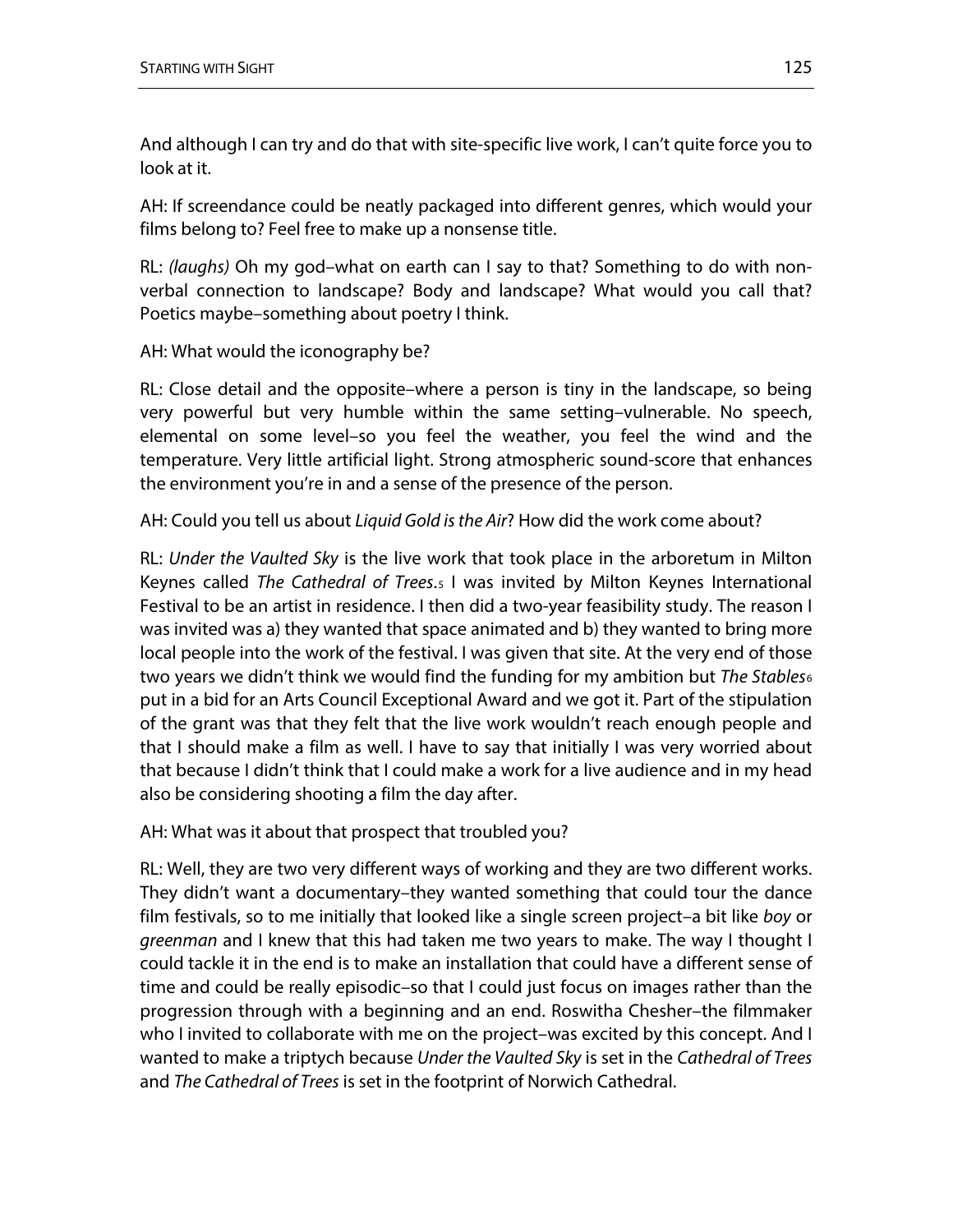And although I can try and do that with site-specific live work, I can't quite force you to look at it.

AH: If screendance could be neatly packaged into different genres, which would your films belong to? Feel free to make up a nonsense title.

RL: *(laughs)* Oh my god–what on earth can I say to that? Something to do with non-verbal connection to landscape? Body and landscape? What would you call that? Poetics maybe–something about poetry I think.

AH: What would the iconography be?

RL: Close detail and the opposite–where a person is tiny in the landscape, so being very powerful but very humble within the same setting–vulnerable. No speech, elemental on some level–so you feel the weather, you feel the wind and the temperature. Very little artificial light. Strong atmospheric sound-score that enhances the environment you're in and a sense of the presence of the person.

AH: Could you tell us about *Liquid Gold is the Air*? How did the work come about?

RL: *Under the Vaulted Sky* is the live work that took place in the arboretum in Milton Keynes called *The Cathedral of Trees*.[5] I was invited by Milton Keynes International Festival to be an artist in residence. I then did a two-year feasibility study. The reason I was invited was a) they wanted that space animated and b) they wanted to bring more local people into the work of the festival. I was given that site. At the very end of those two years we didn't think we would find the funding for my ambition but *The Stables*[6] put in a bid for an Arts Council Exceptional Award and we got it. Part of the stipulation of the grant was that they felt that the live work wouldn't reach enough people and that I should make a film as well. I have to say that initially I was very worried about that because I didn't think that I could make a work for a live audience and in my head also be considering shooting a film the day after.

AH: What was it about that prospect that troubled you?

RL: Well, they are two very different ways of working and they are two different works. They didn't want a documentary–they wanted something that could tour the dance film festivals, so to me initially that looked like a single screen project–a bit like *boy* or *greenman* and I knew that this had taken me two years to make. The way I thought I could tackle it in the end is to make an installation that could have a different sense of time and could be really episodic–so that I could just focus on images rather than the progression through with a beginning and an end. Roswitha Chesher–the filmmaker who I invited to collaborate with me on the project–was excited by this concept. And I wanted to make a triptych because *Under the Vaulted Sky* is set in the *Cathedral of Trees* and *The Cathedral of Trees* is set in the footprint of Norwich Cathedral.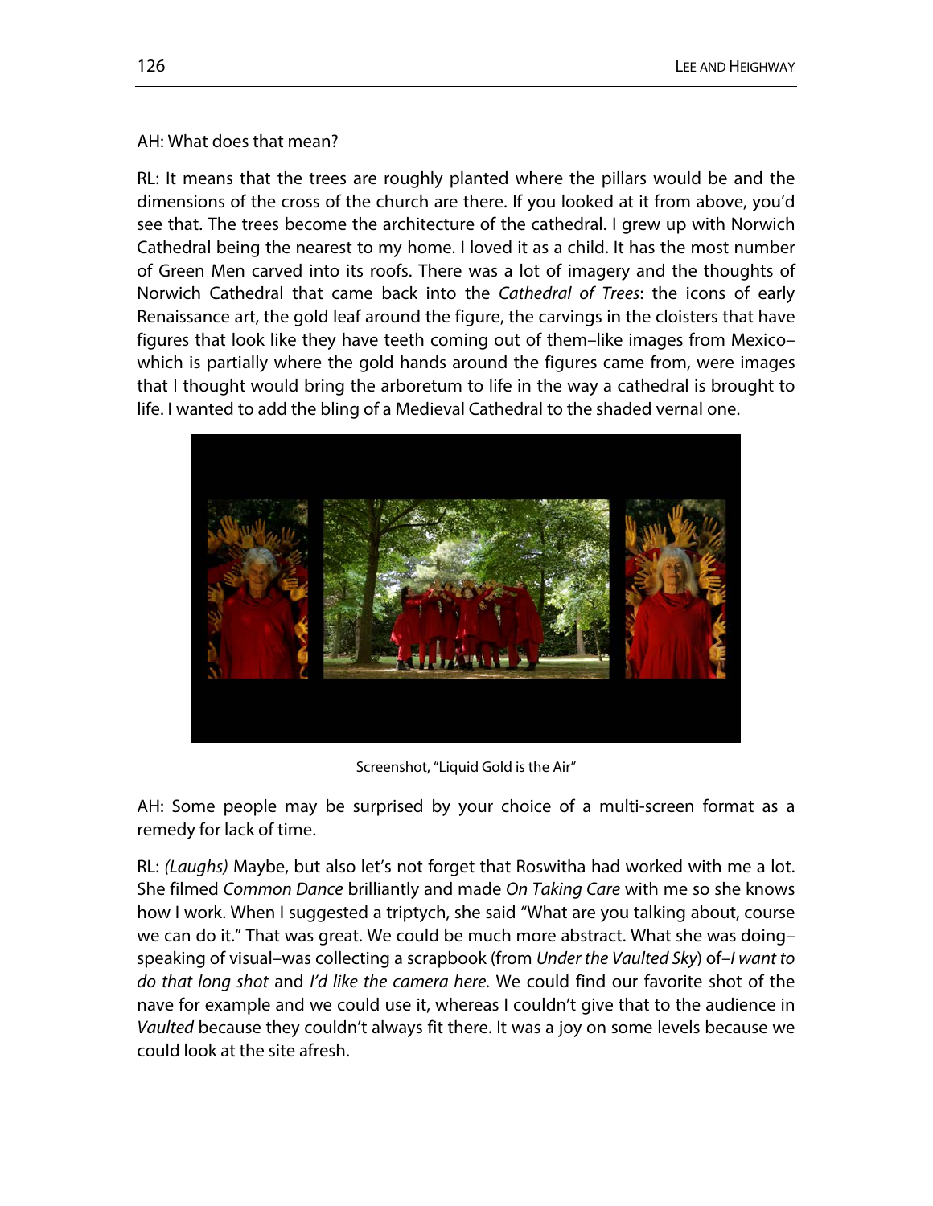AH: What does that mean?

RL: It means that the trees are roughly planted where the pillars would be and the dimensions of the cross of the church are there. If you looked at it from above, you'd see that. The trees become the architecture of the cathedral. I grew up with Norwich Cathedral being the nearest to my home. I loved it as a child. It has the most number of Green Men carved into its roofs. There was a lot of imagery and the thoughts of Norwich Cathedral that came back into the *Cathedral of Trees*: the icons of early Renaissance art, the gold leaf around the figure, the carvings in the cloisters that have figures that look like they have teeth coming out of them–like images from Mexico–which is partially where the gold hands around the figures came from, were images that I thought would bring the arboretum to life in the way a cathedral is brought to life. I wanted to add the bling of a Medieval Cathedral to the shaded vernal one.

Screenshot, "Liquid Gold is the Air"

AH: Some people may be surprised by your choice of a multi-screen format as a remedy for lack of time.

RL: *(Laughs)* Maybe, but also let's not forget that Roswitha had worked with me a lot. She filmed *Common Dance* brilliantly and made *On Taking Care* with me so she knows how I work. When I suggested a triptych, she said "What are you talking about, course we can do it." That was great. We could be much more abstract. What she was doing–speaking of visual–was collecting a scrapbook (from *Under the Vaulted Sky*) of–*I want to do that long shot* and *I'd like the camera here.* We could find our favorite shot of the nave for example and we could use it, whereas I couldn't give that to the audience in *Vaulted* because they couldn't always fit there. It was a joy on some levels because we could look at the site afresh.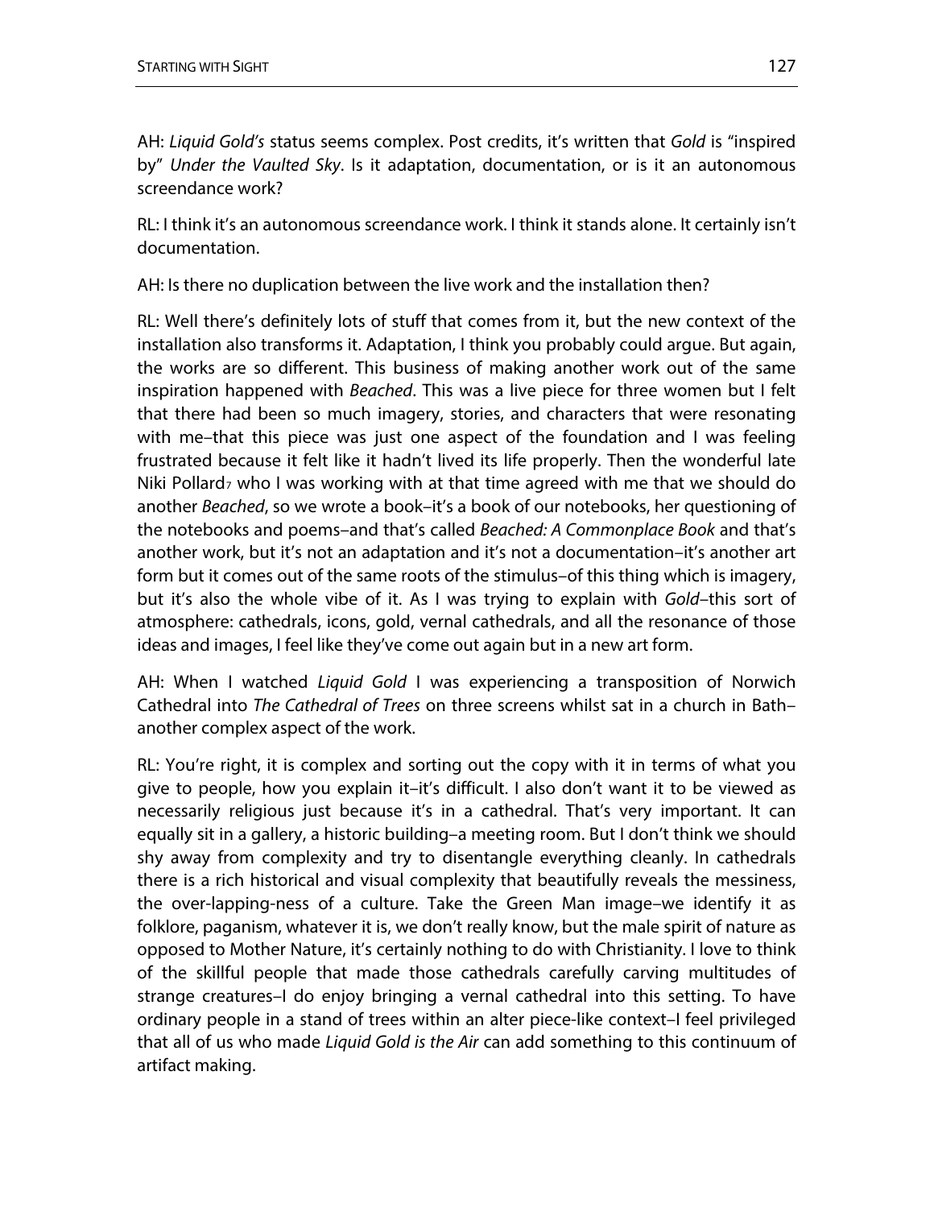AH: *Liquid Gold's* status seems complex. Post credits, it's written that *Gold* is "inspired by" *Under the Vaulted Sky*. Is it adaptation, documentation, or is it an autonomous screendance work?

RL: I think it's an autonomous screendance work. I think it stands alone. It certainly isn't documentation.

AH: Is there no duplication between the live work and the installation then?

RL: Well there's definitely lots of stuff that comes from it, but the new context of the installation also transforms it. Adaptation, I think you probably could argue. But again, the works are so different. This business of making another work out of the same inspiration happened with *Beached*. This was a live piece for three women but I felt that there had been so much imagery, stories, and characters that were resonating with me–that this piece was just one aspect of the foundation and I was feeling frustrated because it felt like it hadn't lived its life properly. Then the wonderful late Niki Pollard[7] who I was working with at that time agreed with me that we should do another *Beached*, so we wrote a book–it's a book of our notebooks, her questioning of the notebooks and poems–and that's called *Beached: A Commonplace Book* and that's another work, but it's not an adaptation and it's not a documentation–it's another art form but it comes out of the same roots of the stimulus–of this thing which is imagery, but it's also the whole vibe of it. As I was trying to explain with *Gold*–this sort of atmosphere: cathedrals, icons, gold, vernal cathedrals, and all the resonance of those ideas and images, I feel like they've come out again but in a new art form.

AH: When I watched *Liquid Gold* I was experiencing a transposition of Norwich Cathedral into *The Cathedral of Trees* on three screens whilst sat in a church in Bath–another complex aspect of the work.

RL: You're right, it is complex and sorting out the copy with it in terms of what you give to people, how you explain it–it's difficult. I also don't want it to be viewed as necessarily religious just because it's in a cathedral. That's very important. It can equally sit in a gallery, a historic building–a meeting room. But I don't think we should shy away from complexity and try to disentangle everything cleanly. In cathedrals there is a rich historical and visual complexity that beautifully reveals the messiness, the over-lapping-ness of a culture. Take the Green Man image–we identify it as folklore, paganism, whatever it is, we don't really know, but the male spirit of nature as opposed to Mother Nature, it's certainly nothing to do with Christianity. I love to think of the skillful people that made those cathedrals carefully carving multitudes of strange creatures–I do enjoy bringing a vernal cathedral into this setting. To have ordinary people in a stand of trees within an alter piece-like context–I feel privileged that all of us who made *Liquid Gold is the Air* can add something to this continuum of artifact making.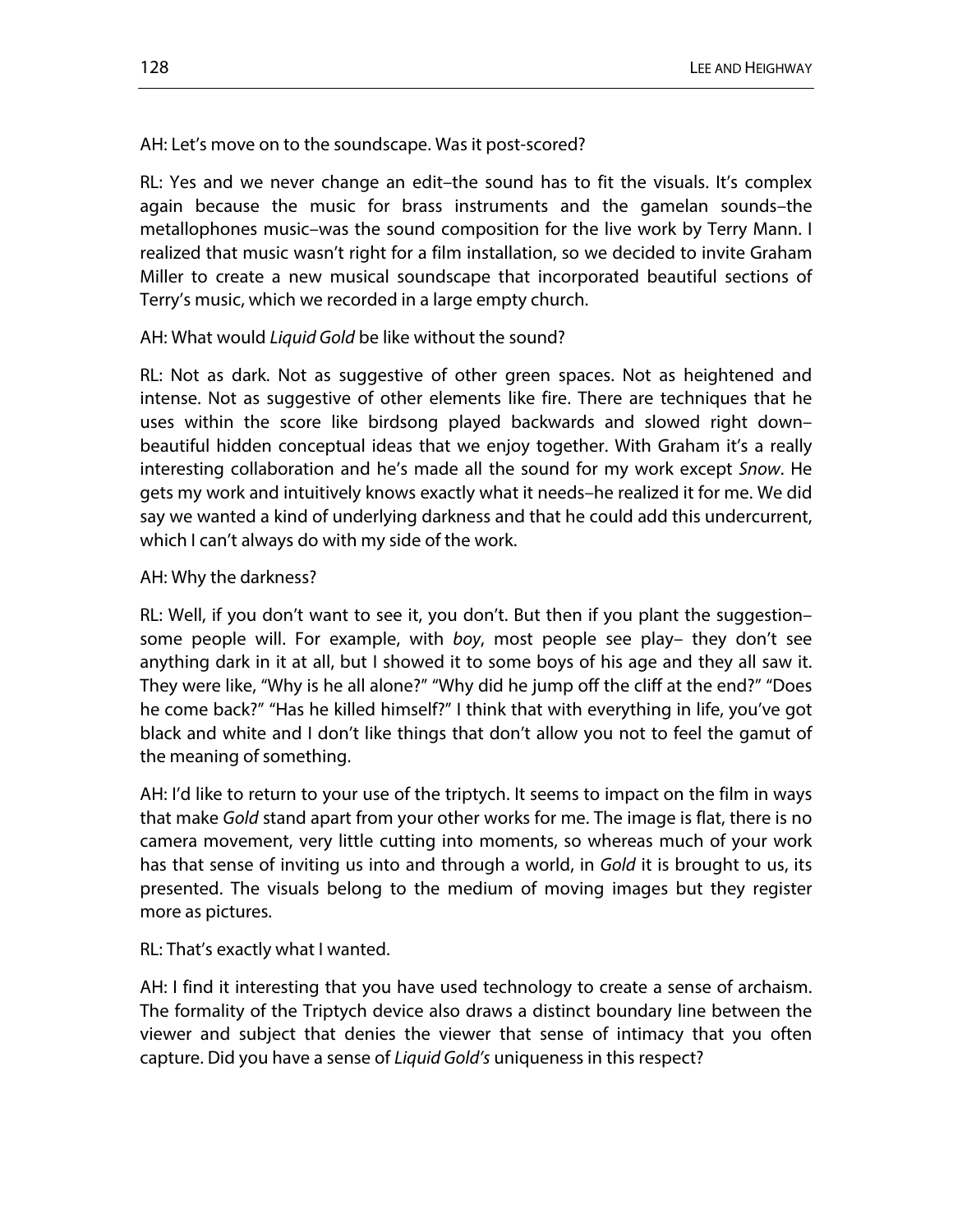AH: Let's move on to the soundscape. Was it post-scored?

RL: Yes and we never change an edit–the sound has to fit the visuals. It's complex again because the music for brass instruments and the gamelan sounds–the metallophones music–was the sound composition for the live work by Terry Mann. I realized that music wasn't right for a film installation, so we decided to invite Graham Miller to create a new musical soundscape that incorporated beautiful sections of Terry's music, which we recorded in a large empty church.

AH: What would *Liquid Gold* be like without the sound?

RL: Not as dark. Not as suggestive of other green spaces. Not as heightened and intense. Not as suggestive of other elements like fire. There are techniques that he uses within the score like birdsong played backwards and slowed right down–beautiful hidden conceptual ideas that we enjoy together. With Graham it's a really interesting collaboration and he's made all the sound for my work except *Snow*. He gets my work and intuitively knows exactly what it needs–he realized it for me. We did say we wanted a kind of underlying darkness and that he could add this undercurrent, which I can't always do with my side of the work.

AH: Why the darkness?

RL: Well, if you don't want to see it, you don't. But then if you plant the suggestion–some people will. For example, with *boy*, most people see play– they don't see anything dark in it at all, but I showed it to some boys of his age and they all saw it. They were like, "Why is he all alone?" "Why did he jump off the cliff at the end?" "Does he come back?" "Has he killed himself?" I think that with everything in life, you've got black and white and I don't like things that don't allow you not to feel the gamut of the meaning of something.

AH: I'd like to return to your use of the triptych. It seems to impact on the film in ways that make *Gold* stand apart from your other works for me. The image is flat, there is no camera movement, very little cutting into moments, so whereas much of your work has that sense of inviting us into and through a world, in *Gold* it is brought to us, its presented. The visuals belong to the medium of moving images but they register more as pictures.

RL: That's exactly what I wanted.

AH: I find it interesting that you have used technology to create a sense of archaism. The formality of the Triptych device also draws a distinct boundary line between the viewer and subject that denies the viewer that sense of intimacy that you often capture. Did you have a sense of *Liquid Gold's* uniqueness in this respect?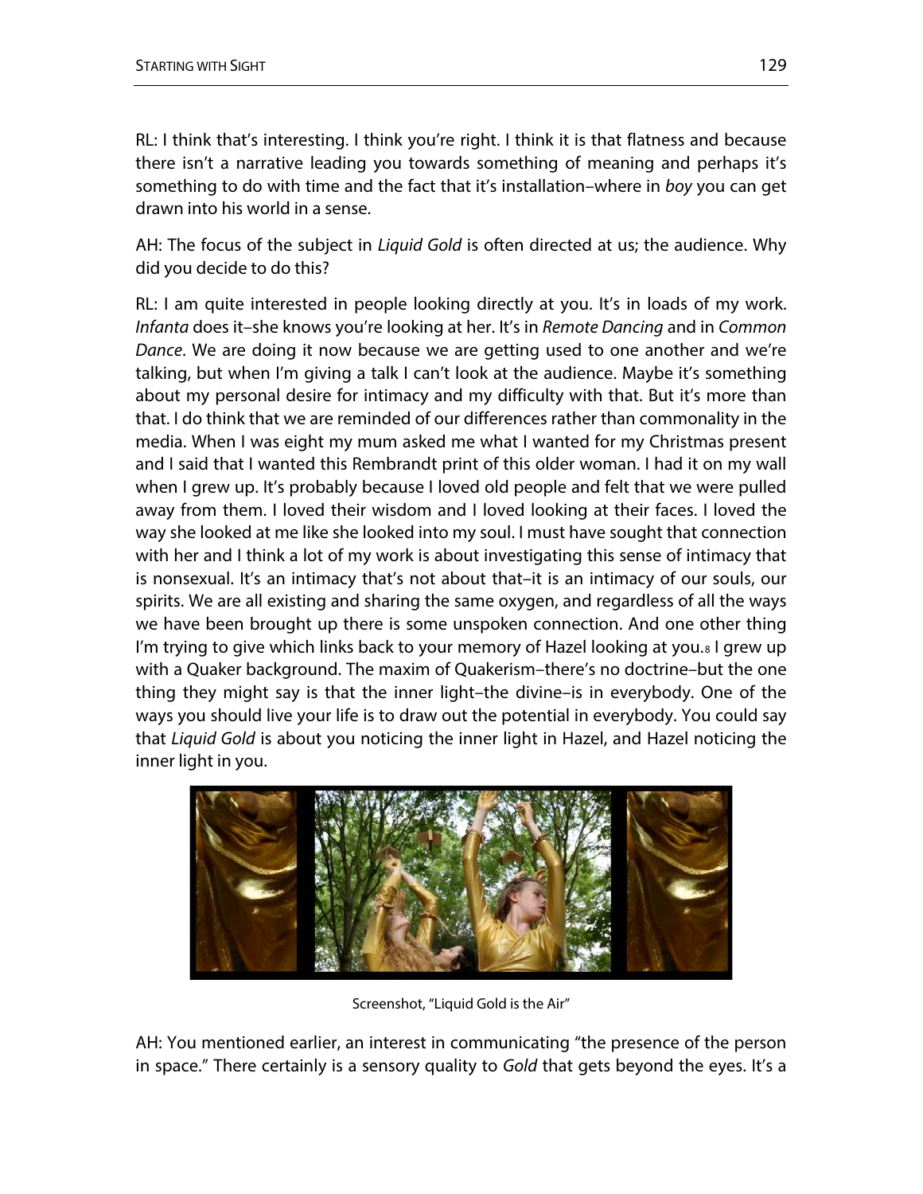RL: I think that's interesting. I think you're right. I think it is that flatness and because there isn't a narrative leading you towards something of meaning and perhaps it's something to do with time and the fact that it's installation–where in *boy* you can get drawn into his world in a sense.

AH: The focus of the subject in *Liquid Gold* is often directed at us; the audience. Why did you decide to do this?

RL: I am quite interested in people looking directly at you. It's in loads of my work. *Infanta* does it–she knows you're looking at her. It's in *Remote Dancing* and in *Common Dance*. We are doing it now because we are getting used to one another and we're talking, but when I'm giving a talk I can't look at the audience. Maybe it's something about my personal desire for intimacy and my difficulty with that. But it's more than that. I do think that we are reminded of our differences rather than commonality in the media. When I was eight my mum asked me what I wanted for my Christmas present and I said that I wanted this Rembrandt print of this older woman. I had it on my wall when I grew up. It's probably because I loved old people and felt that we were pulled away from them. I loved their wisdom and I loved looking at their faces. I loved the way she looked at me like she looked into my soul. I must have sought that connection with her and I think a lot of my work is about investigating this sense of intimacy that is nonsexual. It's an intimacy that's not about that–it is an intimacy of our souls, our spirits. We are all existing and sharing the same oxygen, and regardless of all the ways we have been brought up there is some unspoken connection. And one other thing I'm trying to give which links back to your memory of Hazel looking at you.[8] I grew up with a Quaker background. The maxim of Quakerism–there's no doctrine–but the one thing they might say is that the inner light–the divine–is in everybody. One of the ways you should live your life is to draw out the potential in everybody. You could say that *Liquid Gold* is about you noticing the inner light in Hazel, and Hazel noticing the inner light in you.

Screenshot, "Liquid Gold is the Air"

AH: You mentioned earlier, an interest in communicating "the presence of the person in space." There certainly is a sensory quality to *Gold* that gets beyond the eyes. It's a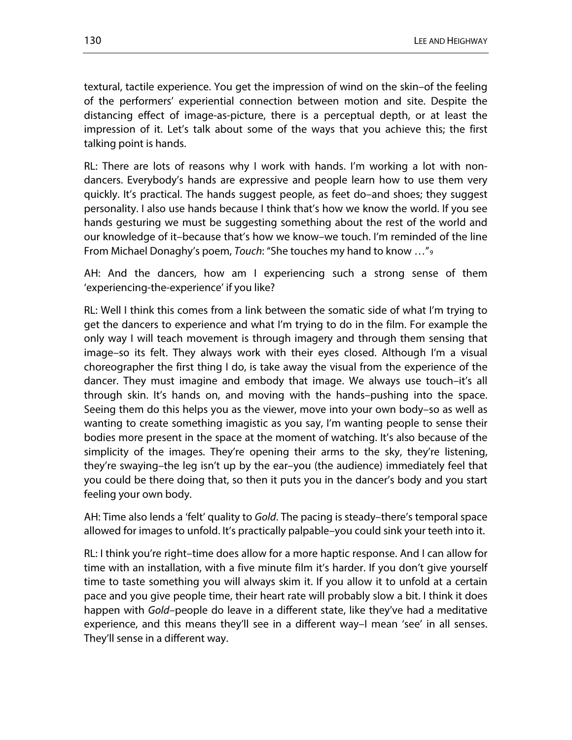textural, tactile experience. You get the impression of wind on the skin–of the feeling of the performers' experiential connection between motion and site. Despite the distancing effect of image-as-picture, there is a perceptual depth, or at least the impression of it. Let's talk about some of the ways that you achieve this; the first talking point is hands.

RL: There are lots of reasons why I work with hands. I'm working a lot with non-dancers. Everybody's hands are expressive and people learn how to use them very quickly. It's practical. The hands suggest people, as feet do–and shoes; they suggest personality. I also use hands because I think that's how we know the world. If you see hands gesturing we must be suggesting something about the rest of the world and our knowledge of it–because that's how we know–we touch. I'm reminded of the line From Michael Donaghy's poem, *Touch*: "She touches my hand to know …"[9]

AH: And the dancers, how am I experiencing such a strong sense of them 'experiencing-the-experience' if you like?

RL: Well I think this comes from a link between the somatic side of what I'm trying to get the dancers to experience and what I'm trying to do in the film. For example the only way I will teach movement is through imagery and through them sensing that image–so its felt. They always work with their eyes closed. Although I'm a visual choreographer the first thing I do, is take away the visual from the experience of the dancer. They must imagine and embody that image. We always use touch–it's all through skin. It's hands on, and moving with the hands–pushing into the space. Seeing them do this helps you as the viewer, move into your own body–so as well as wanting to create something imagistic as you say, I'm wanting people to sense their bodies more present in the space at the moment of watching. It's also because of the simplicity of the images. They're opening their arms to the sky, they're listening, they're swaying–the leg isn't up by the ear–you (the audience) immediately feel that you could be there doing that, so then it puts you in the dancer's body and you start feeling your own body.

AH: Time also lends a 'felt' quality to *Gold*. The pacing is steady–there's temporal space allowed for images to unfold. It's practically palpable–you could sink your teeth into it.

RL: I think you're right–time does allow for a more haptic response. And I can allow for time with an installation, with a five minute film it's harder. If you don't give yourself time to taste something you will always skim it. If you allow it to unfold at a certain pace and you give people time, their heart rate will probably slow a bit. I think it does happen with *Gold*–people do leave in a different state, like they've had a meditative experience, and this means they'll see in a different way–I mean 'see' in all senses. They'll sense in a different way.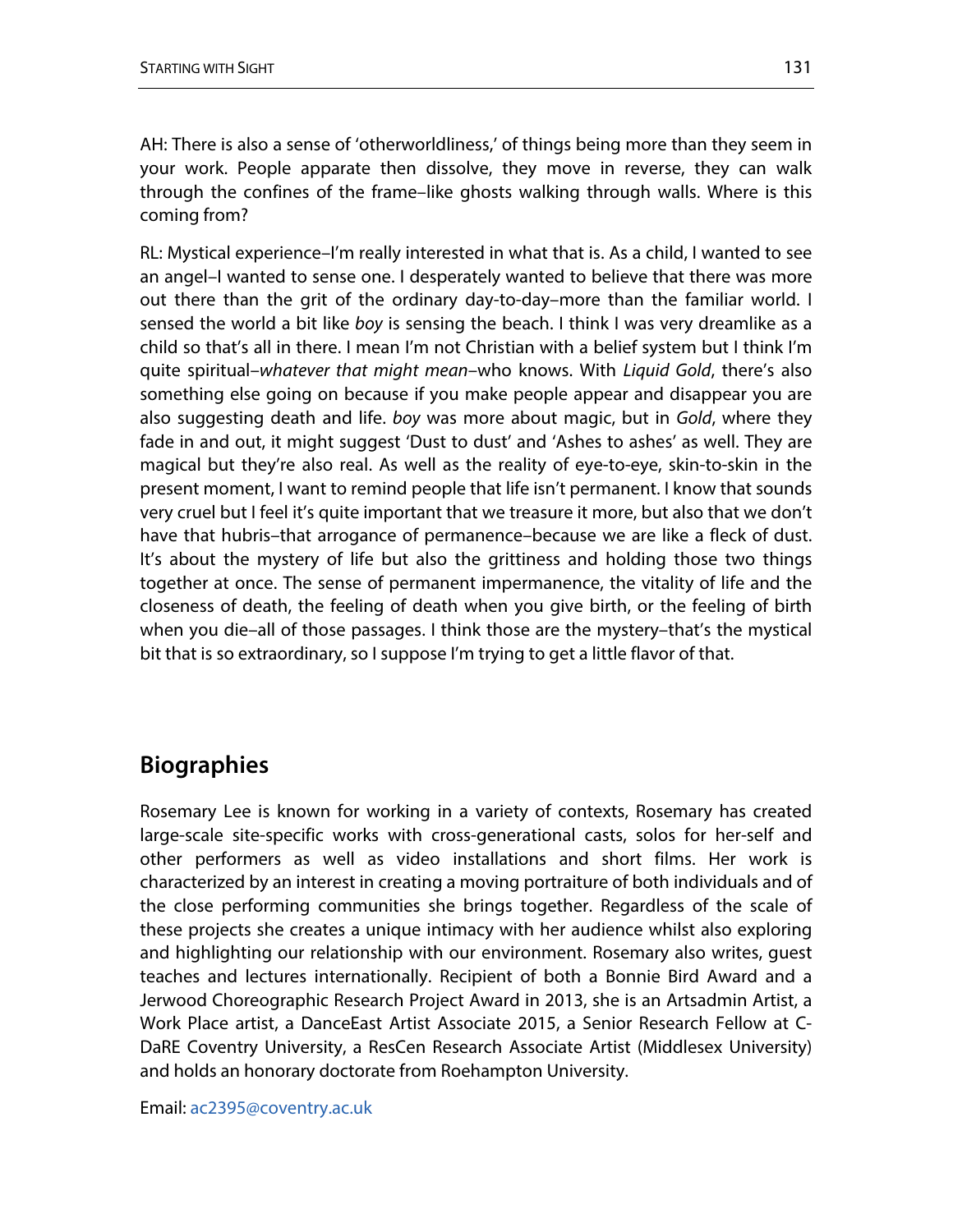AH: There is also a sense of 'otherworldliness,' of things being more than they seem in your work. People apparate then dissolve, they move in reverse, they can walk through the confines of the frame–like ghosts walking through walls. Where is this coming from?

RL: Mystical experience–I'm really interested in what that is. As a child, I wanted to see an angel–I wanted to sense one. I desperately wanted to believe that there was more out there than the grit of the ordinary day-to-day–more than the familiar world. I sensed the world a bit like *boy* is sensing the beach. I think I was very dreamlike as a child so that's all in there. I mean I'm not Christian with a belief system but I think I'm quite spiritual–*whatever that might mean*–who knows. With *Liquid Gold*, there's also something else going on because if you make people appear and disappear you are also suggesting death and life. *boy* was more about magic, but in *Gold*, where they fade in and out, it might suggest 'Dust to dust' and 'Ashes to ashes' as well. They are magical but they're also real. As well as the reality of eye-to-eye, skin-to-skin in the present moment, I want to remind people that life isn't permanent. I know that sounds very cruel but I feel it's quite important that we treasure it more, but also that we don't have that hubris–that arrogance of permanence–because we are like a fleck of dust. It's about the mystery of life but also the grittiness and holding those two things together at once. The sense of permanent impermanence, the vitality of life and the closeness of death, the feeling of death when you give birth, or the feeling of birth when you die–all of those passages. I think those are the mystery–that's the mystical bit that is so extraordinary, so I suppose I'm trying to get a little flavor of that.

## Biographies

Rosemary Lee is known for working in a variety of contexts, Rosemary has created large-scale site-specific works with cross-generational casts, solos for her-self and other performers as well as video installations and short films. Her work is characterized by an interest in creating a moving portraiture of both individuals and of the close performing communities she brings together. Regardless of the scale of these projects she creates a unique intimacy with her audience whilst also exploring and highlighting our relationship with our environment. Rosemary also writes, guest teaches and lectures internationally. Recipient of both a Bonnie Bird Award and a Jerwood Choreographic Research Project Award in 2013, she is an Artsadmin Artist, a Work Place artist, a DanceEast Artist Associate 2015, a Senior Research Fellow at C-DaRE Coventry University, a ResCen Research Associate Artist (Middlesex University) and holds an honorary doctorate from Roehampton University.

Email: ac2395@coventry.ac.uk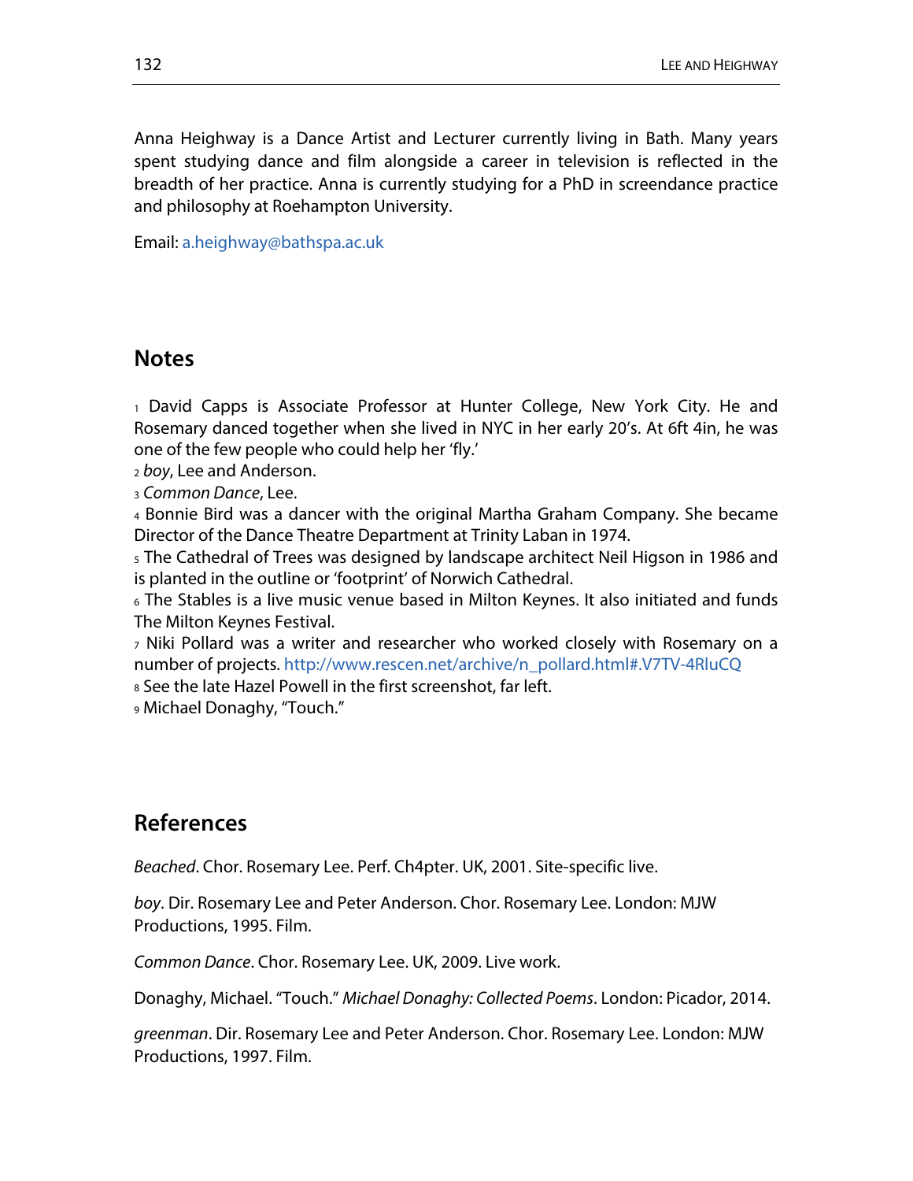Anna Heighway is a Dance Artist and Lecturer currently living in Bath. Many years spent studying dance and film alongside a career in television is reflected in the breadth of her practice. Anna is currently studying for a PhD in screendance practice and philosophy at Roehampton University.

Email: a.heighway@bathspa.ac.uk

## Notes

[1] David Capps is Associate Professor at Hunter College, New York City. He and Rosemary danced together when she lived in NYC in her early 20's. At 6ft 4in, he was one of the few people who could help her 'fly.'
[2] *boy*, Lee and Anderson.
[3] *Common Dance*, Lee.
[4] Bonnie Bird was a dancer with the original Martha Graham Company. She became Director of the Dance Theatre Department at Trinity Laban in 1974.
[5] The Cathedral of Trees was designed by landscape architect Neil Higson in 1986 and is planted in the outline or 'footprint' of Norwich Cathedral.
[6] The Stables is a live music venue based in Milton Keynes. It also initiated and funds The Milton Keynes Festival.
[7] Niki Pollard was a writer and researcher who worked closely with Rosemary on a number of projects. http://www.rescen.net/archive/n_pollard.html#.V7TV-4RluCQ
[8] See the late Hazel Powell in the first screenshot, far left.
[9] Michael Donaghy, "Touch."

## References

*Beached*. Chor. Rosemary Lee. Perf. Ch4pter. UK, 2001. Site-specific live.

*boy*. Dir. Rosemary Lee and Peter Anderson. Chor. Rosemary Lee. London: MJW Productions, 1995. Film.

*Common Dance*. Chor. Rosemary Lee. UK, 2009. Live work.

Donaghy, Michael. "Touch." *Michael Donaghy: Collected Poems*. London: Picador, 2014.

*greenman*. Dir. Rosemary Lee and Peter Anderson. Chor. Rosemary Lee. London: MJW Productions, 1997. Film.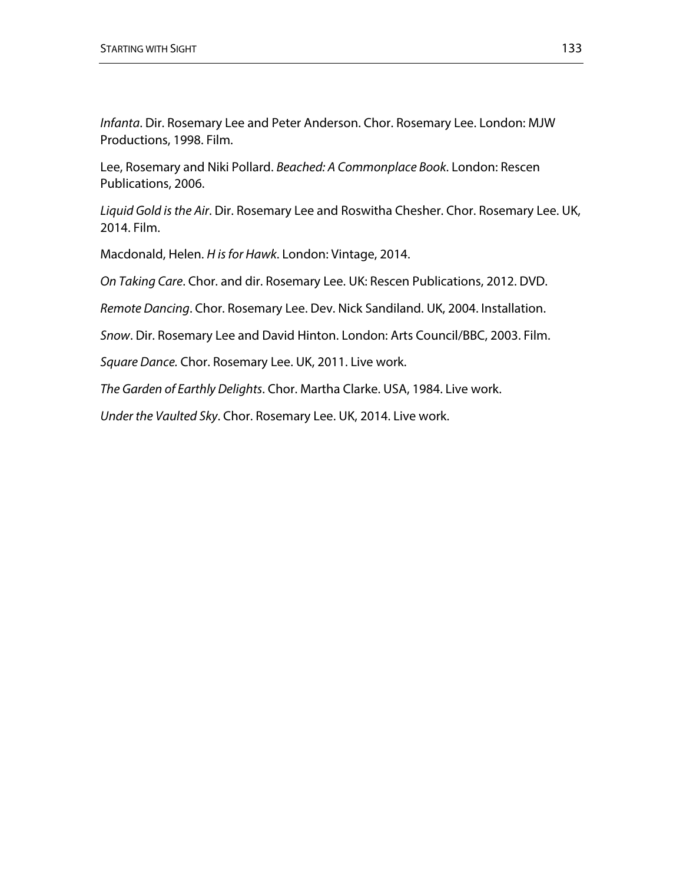*Infanta*. Dir. Rosemary Lee and Peter Anderson. Chor. Rosemary Lee. London: MJW Productions, 1998. Film.

Lee, Rosemary and Niki Pollard. *Beached: A Commonplace Book*. London: Rescen Publications, 2006.

*Liquid Gold is the Air*. Dir. Rosemary Lee and Roswitha Chesher. Chor. Rosemary Lee. UK, 2014. Film.

Macdonald, Helen. *H is for Hawk*. London: Vintage, 2014.

*On Taking Care*. Chor. and dir. Rosemary Lee. UK: Rescen Publications, 2012. DVD.

*Remote Dancing*. Chor. Rosemary Lee. Dev. Nick Sandiland. UK, 2004. Installation.

*Snow*. Dir. Rosemary Lee and David Hinton. London: Arts Council/BBC, 2003. Film.

*Square Dance.* Chor. Rosemary Lee. UK, 2011. Live work.

*The Garden of Earthly Delights*. Chor. Martha Clarke. USA, 1984. Live work.

*Under the Vaulted Sky*. Chor. Rosemary Lee. UK, 2014. Live work.